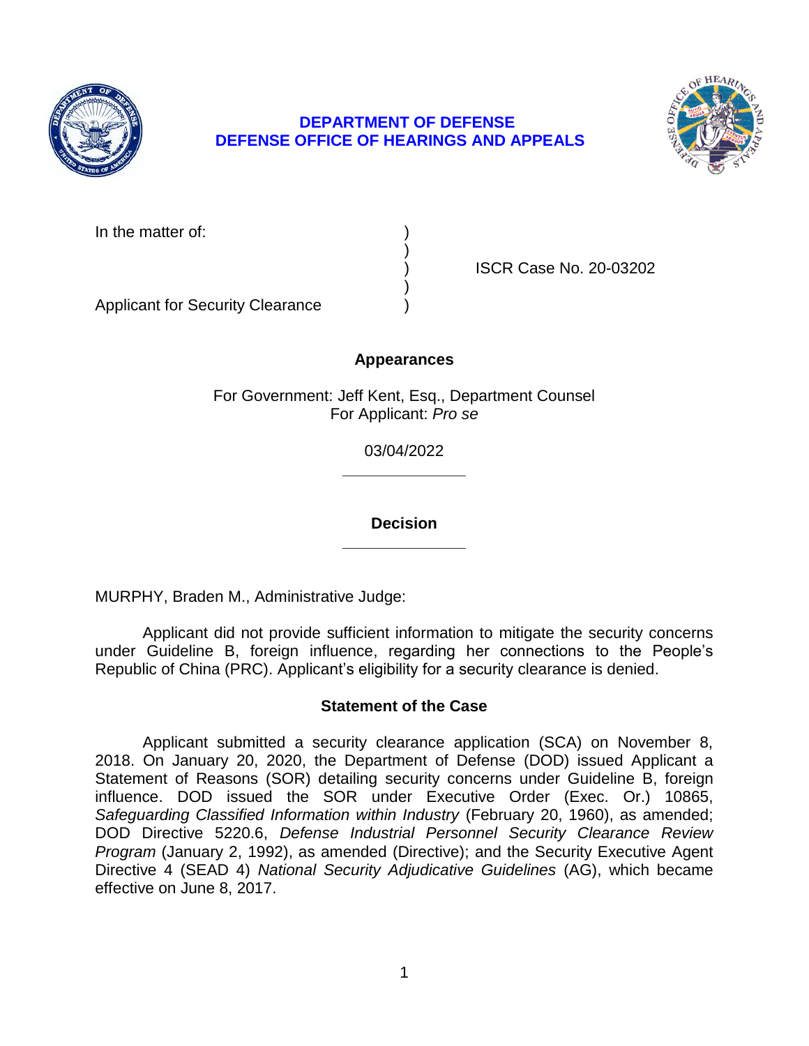**DEPARTMENT OF DEFENSE**
**DEFENSE OFFICE OF HEARINGS AND APPEALS**

In the matter of: )
)
) ISCR Case No. 20-03202
)
Applicant for Security Clearance )

## Appearances

For Government: Jeff Kent, Esq., Department Counsel
For Applicant: *Pro se*

03/04/2022

______________

## Decision

______________

MURPHY, Braden M., Administrative Judge:

Applicant did not provide sufficient information to mitigate the security concerns under Guideline B, foreign influence, regarding her connections to the People's Republic of China (PRC). Applicant's eligibility for a security clearance is denied.

## Statement of the Case

Applicant submitted a security clearance application (SCA) on November 8, 2018. On January 20, 2020, the Department of Defense (DOD) issued Applicant a Statement of Reasons (SOR) detailing security concerns under Guideline B, foreign influence. DOD issued the SOR under Executive Order (Exec. Or.) 10865, *Safeguarding Classified Information within Industry* (February 20, 1960), as amended; DOD Directive 5220.6, *Defense Industrial Personnel Security Clearance Review Program* (January 2, 1992), as amended (Directive); and the Security Executive Agent Directive 4 (SEAD 4) *National Security Adjudicative Guidelines* (AG), which became effective on June 8, 2017.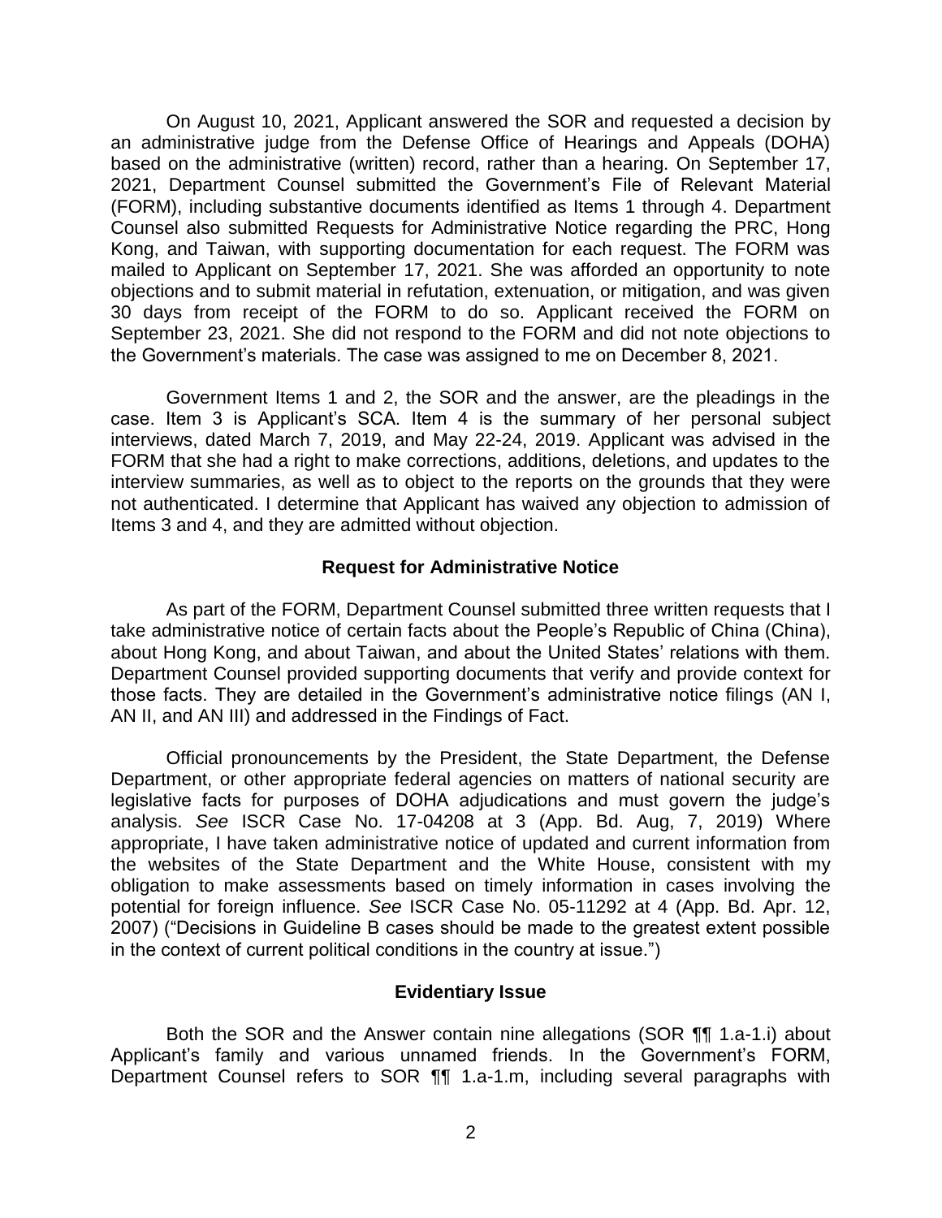On August 10, 2021, Applicant answered the SOR and requested a decision by an administrative judge from the Defense Office of Hearings and Appeals (DOHA) based on the administrative (written) record, rather than a hearing. On September 17, 2021, Department Counsel submitted the Government's File of Relevant Material (FORM), including substantive documents identified as Items 1 through 4. Department Counsel also submitted Requests for Administrative Notice regarding the PRC, Hong Kong, and Taiwan, with supporting documentation for each request. The FORM was mailed to Applicant on September 17, 2021. She was afforded an opportunity to note objections and to submit material in refutation, extenuation, or mitigation, and was given 30 days from receipt of the FORM to do so. Applicant received the FORM on September 23, 2021. She did not respond to the FORM and did not note objections to the Government's materials. The case was assigned to me on December 8, 2021.

Government Items 1 and 2, the SOR and the answer, are the pleadings in the case. Item 3 is Applicant's SCA. Item 4 is the summary of her personal subject interviews, dated March 7, 2019, and May 22-24, 2019. Applicant was advised in the FORM that she had a right to make corrections, additions, deletions, and updates to the interview summaries, as well as to object to the reports on the grounds that they were not authenticated. I determine that Applicant has waived any objection to admission of Items 3 and 4, and they are admitted without objection.

## Request for Administrative Notice

As part of the FORM, Department Counsel submitted three written requests that I take administrative notice of certain facts about the People's Republic of China (China), about Hong Kong, and about Taiwan, and about the United States' relations with them. Department Counsel provided supporting documents that verify and provide context for those facts. They are detailed in the Government's administrative notice filings (AN I, AN II, and AN III) and addressed in the Findings of Fact.

Official pronouncements by the President, the State Department, the Defense Department, or other appropriate federal agencies on matters of national security are legislative facts for purposes of DOHA adjudications and must govern the judge's analysis. *See* ISCR Case No. 17-04208 at 3 (App. Bd. Aug, 7, 2019) Where appropriate, I have taken administrative notice of updated and current information from the websites of the State Department and the White House, consistent with my obligation to make assessments based on timely information in cases involving the potential for foreign influence. *See* ISCR Case No. 05-11292 at 4 (App. Bd. Apr. 12, 2007) ("Decisions in Guideline B cases should be made to the greatest extent possible in the context of current political conditions in the country at issue.")

## Evidentiary Issue

Both the SOR and the Answer contain nine allegations (SOR ¶¶ 1.a-1.i) about Applicant's family and various unnamed friends. In the Government's FORM, Department Counsel refers to SOR ¶¶ 1.a-1.m, including several paragraphs with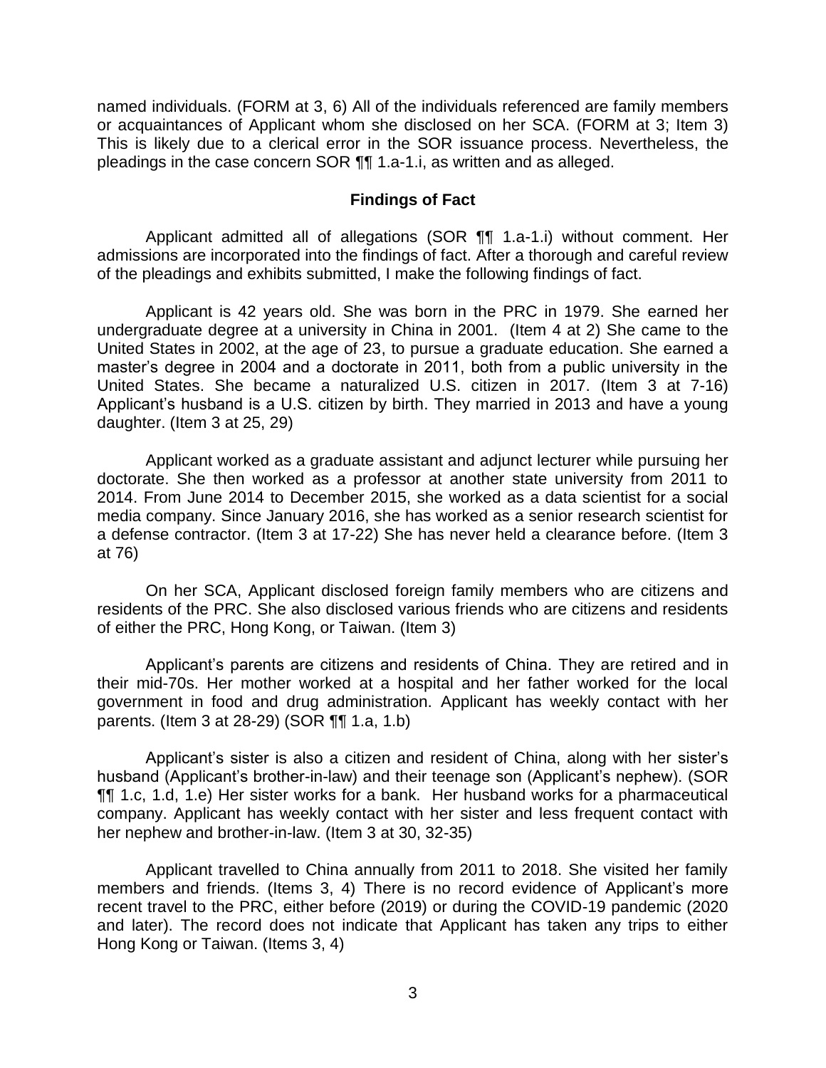named individuals. (FORM at 3, 6) All of the individuals referenced are family members or acquaintances of Applicant whom she disclosed on her SCA. (FORM at 3; Item 3) This is likely due to a clerical error in the SOR issuance process. Nevertheless, the pleadings in the case concern SOR ¶¶ 1.a-1.i, as written and as alleged.

## Findings of Fact

Applicant admitted all of allegations (SOR ¶¶ 1.a-1.i) without comment. Her admissions are incorporated into the findings of fact. After a thorough and careful review of the pleadings and exhibits submitted, I make the following findings of fact.

Applicant is 42 years old. She was born in the PRC in 1979. She earned her undergraduate degree at a university in China in 2001. (Item 4 at 2) She came to the United States in 2002, at the age of 23, to pursue a graduate education. She earned a master's degree in 2004 and a doctorate in 2011, both from a public university in the United States. She became a naturalized U.S. citizen in 2017. (Item 3 at 7-16) Applicant's husband is a U.S. citizen by birth. They married in 2013 and have a young daughter. (Item 3 at 25, 29)

Applicant worked as a graduate assistant and adjunct lecturer while pursuing her doctorate. She then worked as a professor at another state university from 2011 to 2014. From June 2014 to December 2015, she worked as a data scientist for a social media company. Since January 2016, she has worked as a senior research scientist for a defense contractor. (Item 3 at 17-22) She has never held a clearance before. (Item 3 at 76)

On her SCA, Applicant disclosed foreign family members who are citizens and residents of the PRC. She also disclosed various friends who are citizens and residents of either the PRC, Hong Kong, or Taiwan. (Item 3)

Applicant's parents are citizens and residents of China. They are retired and in their mid-70s. Her mother worked at a hospital and her father worked for the local government in food and drug administration. Applicant has weekly contact with her parents. (Item 3 at 28-29) (SOR ¶¶ 1.a, 1.b)

Applicant's sister is also a citizen and resident of China, along with her sister's husband (Applicant's brother-in-law) and their teenage son (Applicant's nephew). (SOR ¶¶ 1.c, 1.d, 1.e) Her sister works for a bank. Her husband works for a pharmaceutical company. Applicant has weekly contact with her sister and less frequent contact with her nephew and brother-in-law. (Item 3 at 30, 32-35)

Applicant travelled to China annually from 2011 to 2018. She visited her family members and friends. (Items 3, 4) There is no record evidence of Applicant's more recent travel to the PRC, either before (2019) or during the COVID-19 pandemic (2020 and later). The record does not indicate that Applicant has taken any trips to either Hong Kong or Taiwan. (Items 3, 4)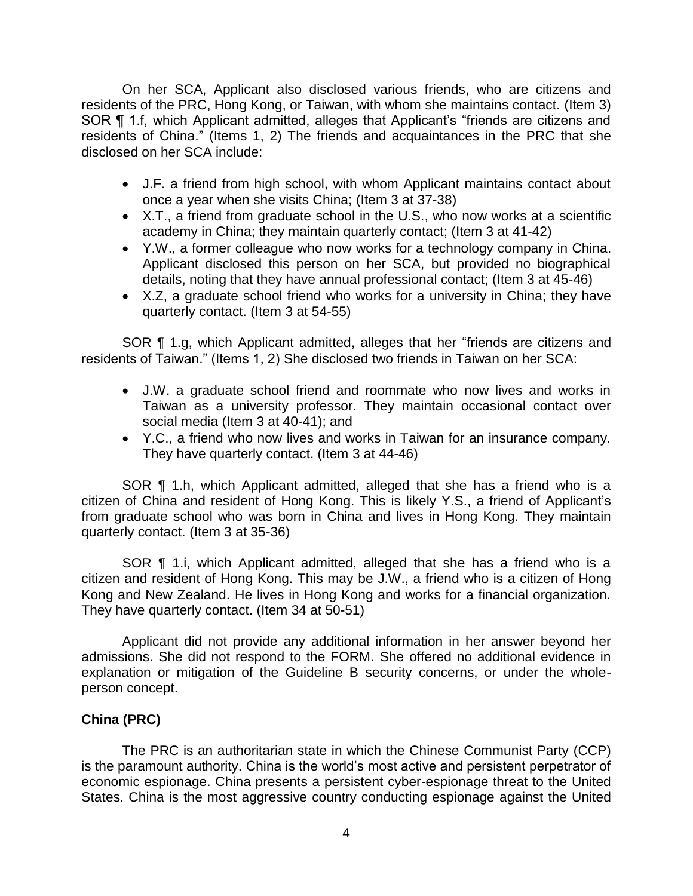On her SCA, Applicant also disclosed various friends, who are citizens and residents of the PRC, Hong Kong, or Taiwan, with whom she maintains contact. (Item 3) SOR ¶ 1.f, which Applicant admitted, alleges that Applicant's "friends are citizens and residents of China." (Items 1, 2) The friends and acquaintances in the PRC that she disclosed on her SCA include:

- J.F. a friend from high school, with whom Applicant maintains contact about once a year when she visits China; (Item 3 at 37-38)
- X.T., a friend from graduate school in the U.S., who now works at a scientific academy in China; they maintain quarterly contact; (Item 3 at 41-42)
- Y.W., a former colleague who now works for a technology company in China. Applicant disclosed this person on her SCA, but provided no biographical details, noting that they have annual professional contact; (Item 3 at 45-46)
- X.Z, a graduate school friend who works for a university in China; they have quarterly contact. (Item 3 at 54-55)

SOR ¶ 1.g, which Applicant admitted, alleges that her "friends are citizens and residents of Taiwan." (Items 1, 2) She disclosed two friends in Taiwan on her SCA:

- J.W. a graduate school friend and roommate who now lives and works in Taiwan as a university professor. They maintain occasional contact over social media (Item 3 at 40-41); and
- Y.C., a friend who now lives and works in Taiwan for an insurance company. They have quarterly contact. (Item 3 at 44-46)

SOR ¶ 1.h, which Applicant admitted, alleged that she has a friend who is a citizen of China and resident of Hong Kong. This is likely Y.S., a friend of Applicant's from graduate school who was born in China and lives in Hong Kong. They maintain quarterly contact. (Item 3 at 35-36)

SOR ¶ 1.i, which Applicant admitted, alleged that she has a friend who is a citizen and resident of Hong Kong. This may be J.W., a friend who is a citizen of Hong Kong and New Zealand. He lives in Hong Kong and works for a financial organization. They have quarterly contact. (Item 34 at 50-51)

Applicant did not provide any additional information in her answer beyond her admissions. She did not respond to the FORM. She offered no additional evidence in explanation or mitigation of the Guideline B security concerns, or under the whole-person concept.

**China (PRC)**

The PRC is an authoritarian state in which the Chinese Communist Party (CCP) is the paramount authority. China is the world's most active and persistent perpetrator of economic espionage. China presents a persistent cyber-espionage threat to the United States. China is the most aggressive country conducting espionage against the United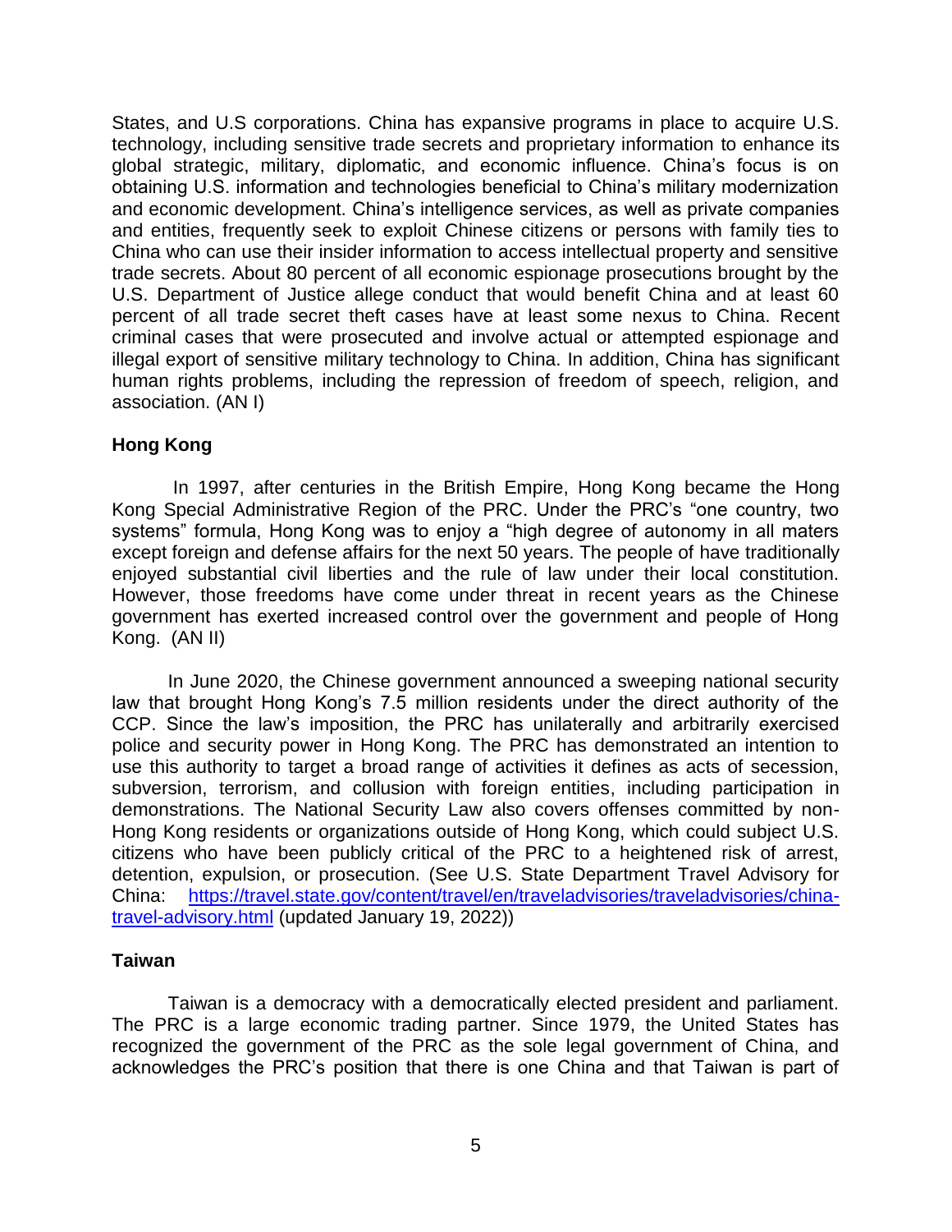States, and U.S corporations. China has expansive programs in place to acquire U.S. technology, including sensitive trade secrets and proprietary information to enhance its global strategic, military, diplomatic, and economic influence. China's focus is on obtaining U.S. information and technologies beneficial to China's military modernization and economic development. China's intelligence services, as well as private companies and entities, frequently seek to exploit Chinese citizens or persons with family ties to China who can use their insider information to access intellectual property and sensitive trade secrets. About 80 percent of all economic espionage prosecutions brought by the U.S. Department of Justice allege conduct that would benefit China and at least 60 percent of all trade secret theft cases have at least some nexus to China. Recent criminal cases that were prosecuted and involve actual or attempted espionage and illegal export of sensitive military technology to China. In addition, China has significant human rights problems, including the repression of freedom of speech, religion, and association. (AN I)

**Hong Kong**

In 1997, after centuries in the British Empire, Hong Kong became the Hong Kong Special Administrative Region of the PRC. Under the PRC's "one country, two systems" formula, Hong Kong was to enjoy a "high degree of autonomy in all maters except foreign and defense affairs for the next 50 years. The people of have traditionally enjoyed substantial civil liberties and the rule of law under their local constitution. However, those freedoms have come under threat in recent years as the Chinese government has exerted increased control over the government and people of Hong Kong. (AN II)

In June 2020, the Chinese government announced a sweeping national security law that brought Hong Kong's 7.5 million residents under the direct authority of the CCP. Since the law's imposition, the PRC has unilaterally and arbitrarily exercised police and security power in Hong Kong. The PRC has demonstrated an intention to use this authority to target a broad range of activities it defines as acts of secession, subversion, terrorism, and collusion with foreign entities, including participation in demonstrations. The National Security Law also covers offenses committed by non-Hong Kong residents or organizations outside of Hong Kong, which could subject U.S. citizens who have been publicly critical of the PRC to a heightened risk of arrest, detention, expulsion, or prosecution. (See U.S. State Department Travel Advisory for China: [https://travel.state.gov/content/travel/en/traveladvisories/traveladvisories/china-travel-advisory.html](https://travel.state.gov/content/travel/en/traveladvisories/traveladvisories/china-travel-advisory.html) (updated January 19, 2022))

**Taiwan**

Taiwan is a democracy with a democratically elected president and parliament. The PRC is a large economic trading partner. Since 1979, the United States has recognized the government of the PRC as the sole legal government of China, and acknowledges the PRC's position that there is one China and that Taiwan is part of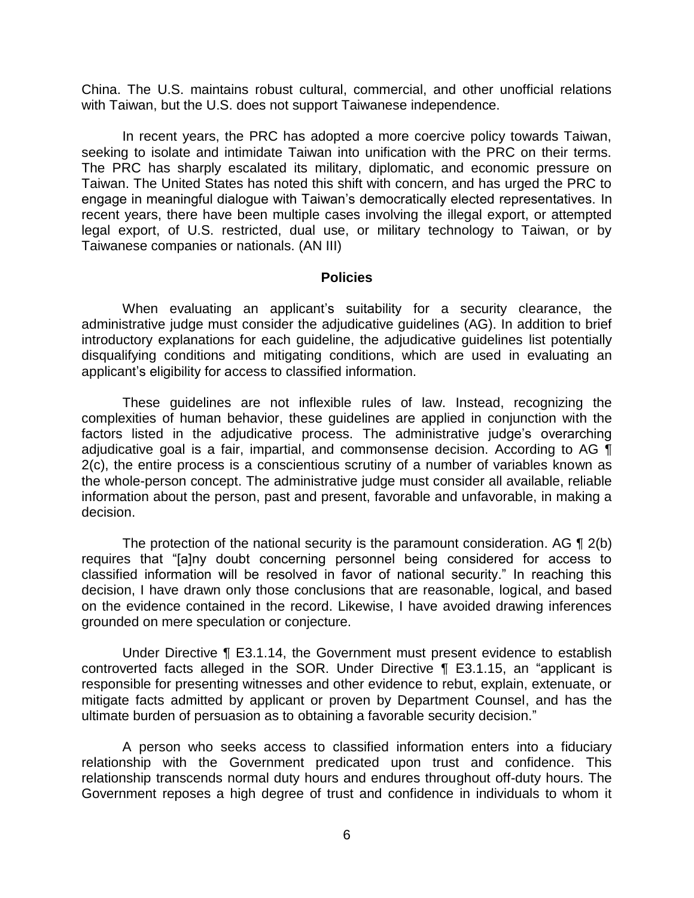China. The U.S. maintains robust cultural, commercial, and other unofficial relations with Taiwan, but the U.S. does not support Taiwanese independence.

In recent years, the PRC has adopted a more coercive policy towards Taiwan, seeking to isolate and intimidate Taiwan into unification with the PRC on their terms. The PRC has sharply escalated its military, diplomatic, and economic pressure on Taiwan. The United States has noted this shift with concern, and has urged the PRC to engage in meaningful dialogue with Taiwan's democratically elected representatives. In recent years, there have been multiple cases involving the illegal export, or attempted legal export, of U.S. restricted, dual use, or military technology to Taiwan, or by Taiwanese companies or nationals. (AN III)

## Policies

When evaluating an applicant's suitability for a security clearance, the administrative judge must consider the adjudicative guidelines (AG). In addition to brief introductory explanations for each guideline, the adjudicative guidelines list potentially disqualifying conditions and mitigating conditions, which are used in evaluating an applicant's eligibility for access to classified information.

These guidelines are not inflexible rules of law. Instead, recognizing the complexities of human behavior, these guidelines are applied in conjunction with the factors listed in the adjudicative process. The administrative judge's overarching adjudicative goal is a fair, impartial, and commonsense decision. According to AG ¶ 2(c), the entire process is a conscientious scrutiny of a number of variables known as the whole-person concept. The administrative judge must consider all available, reliable information about the person, past and present, favorable and unfavorable, in making a decision.

The protection of the national security is the paramount consideration. AG ¶ 2(b) requires that "[a]ny doubt concerning personnel being considered for access to classified information will be resolved in favor of national security." In reaching this decision, I have drawn only those conclusions that are reasonable, logical, and based on the evidence contained in the record. Likewise, I have avoided drawing inferences grounded on mere speculation or conjecture.

Under Directive ¶ E3.1.14, the Government must present evidence to establish controverted facts alleged in the SOR. Under Directive ¶ E3.1.15, an "applicant is responsible for presenting witnesses and other evidence to rebut, explain, extenuate, or mitigate facts admitted by applicant or proven by Department Counsel, and has the ultimate burden of persuasion as to obtaining a favorable security decision."

A person who seeks access to classified information enters into a fiduciary relationship with the Government predicated upon trust and confidence. This relationship transcends normal duty hours and endures throughout off-duty hours. The Government reposes a high degree of trust and confidence in individuals to whom it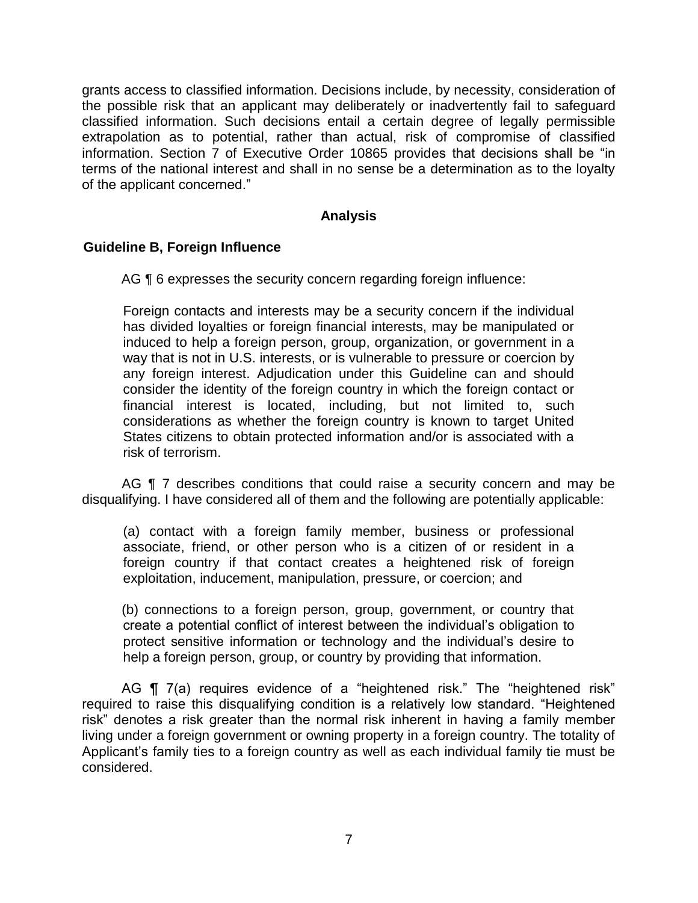grants access to classified information. Decisions include, by necessity, consideration of the possible risk that an applicant may deliberately or inadvertently fail to safeguard classified information. Such decisions entail a certain degree of legally permissible extrapolation as to potential, rather than actual, risk of compromise of classified information. Section 7 of Executive Order 10865 provides that decisions shall be "in terms of the national interest and shall in no sense be a determination as to the loyalty of the applicant concerned."

## Analysis

### Guideline B, Foreign Influence

AG ¶ 6 expresses the security concern regarding foreign influence:

> Foreign contacts and interests may be a security concern if the individual has divided loyalties or foreign financial interests, may be manipulated or induced to help a foreign person, group, organization, or government in a way that is not in U.S. interests, or is vulnerable to pressure or coercion by any foreign interest. Adjudication under this Guideline can and should consider the identity of the foreign country in which the foreign contact or financial interest is located, including, but not limited to, such considerations as whether the foreign country is known to target United States citizens to obtain protected information and/or is associated with a risk of terrorism.

AG ¶ 7 describes conditions that could raise a security concern and may be disqualifying. I have considered all of them and the following are potentially applicable:

> (a) contact with a foreign family member, business or professional associate, friend, or other person who is a citizen of or resident in a foreign country if that contact creates a heightened risk of foreign exploitation, inducement, manipulation, pressure, or coercion; and
>
> (b) connections to a foreign person, group, government, or country that create a potential conflict of interest between the individual's obligation to protect sensitive information or technology and the individual's desire to help a foreign person, group, or country by providing that information.

AG ¶ 7(a) requires evidence of a "heightened risk." The "heightened risk" required to raise this disqualifying condition is a relatively low standard. "Heightened risk" denotes a risk greater than the normal risk inherent in having a family member living under a foreign government or owning property in a foreign country. The totality of Applicant's family ties to a foreign country as well as each individual family tie must be considered.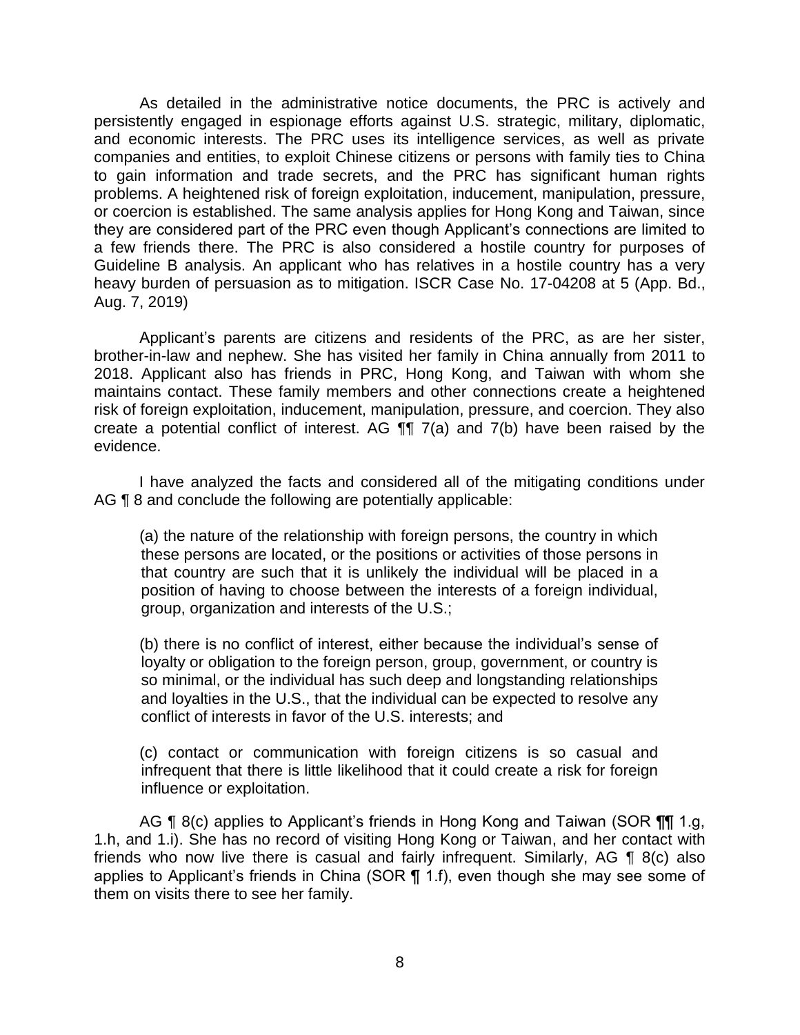As detailed in the administrative notice documents, the PRC is actively and persistently engaged in espionage efforts against U.S. strategic, military, diplomatic, and economic interests. The PRC uses its intelligence services, as well as private companies and entities, to exploit Chinese citizens or persons with family ties to China to gain information and trade secrets, and the PRC has significant human rights problems. A heightened risk of foreign exploitation, inducement, manipulation, pressure, or coercion is established. The same analysis applies for Hong Kong and Taiwan, since they are considered part of the PRC even though Applicant's connections are limited to a few friends there. The PRC is also considered a hostile country for purposes of Guideline B analysis. An applicant who has relatives in a hostile country has a very heavy burden of persuasion as to mitigation. ISCR Case No. 17-04208 at 5 (App. Bd., Aug. 7, 2019)

Applicant's parents are citizens and residents of the PRC, as are her sister, brother-in-law and nephew. She has visited her family in China annually from 2011 to 2018. Applicant also has friends in PRC, Hong Kong, and Taiwan with whom she maintains contact. These family members and other connections create a heightened risk of foreign exploitation, inducement, manipulation, pressure, and coercion. They also create a potential conflict of interest. AG ¶¶ 7(a) and 7(b) have been raised by the evidence.

I have analyzed the facts and considered all of the mitigating conditions under AG ¶ 8 and conclude the following are potentially applicable:

> (a) the nature of the relationship with foreign persons, the country in which these persons are located, or the positions or activities of those persons in that country are such that it is unlikely the individual will be placed in a position of having to choose between the interests of a foreign individual, group, organization and interests of the U.S.;
>
> (b) there is no conflict of interest, either because the individual's sense of loyalty or obligation to the foreign person, group, government, or country is so minimal, or the individual has such deep and longstanding relationships and loyalties in the U.S., that the individual can be expected to resolve any conflict of interests in favor of the U.S. interests; and
>
> (c) contact or communication with foreign citizens is so casual and infrequent that there is little likelihood that it could create a risk for foreign influence or exploitation.

AG ¶ 8(c) applies to Applicant's friends in Hong Kong and Taiwan (SOR ¶¶ 1.g, 1.h, and 1.i). She has no record of visiting Hong Kong or Taiwan, and her contact with friends who now live there is casual and fairly infrequent. Similarly, AG ¶ 8(c) also applies to Applicant's friends in China (SOR ¶ 1.f), even though she may see some of them on visits there to see her family.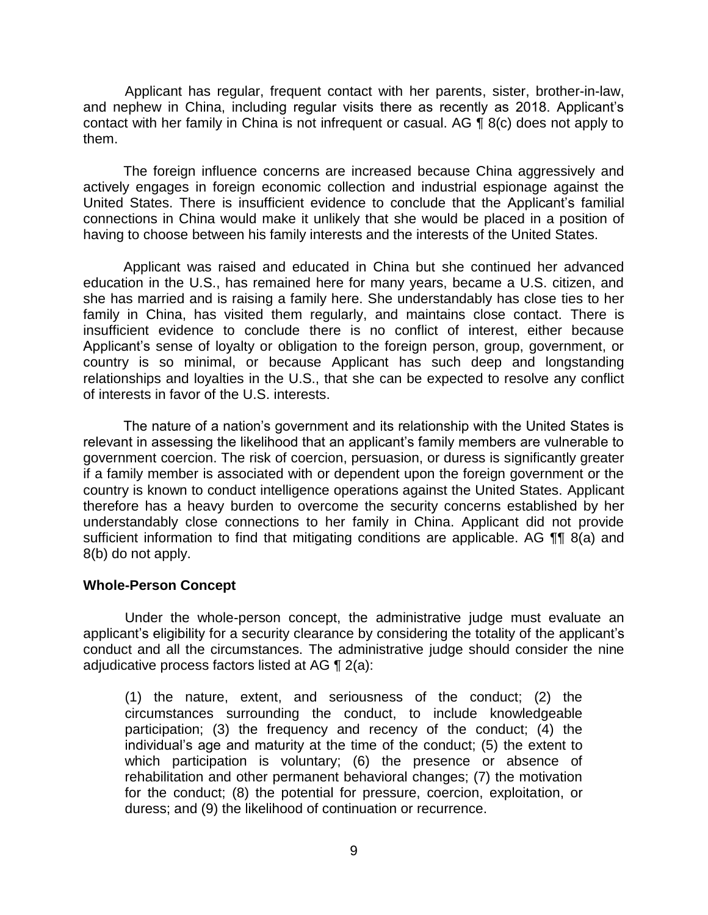Applicant has regular, frequent contact with her parents, sister, brother-in-law, and nephew in China, including regular visits there as recently as 2018. Applicant's contact with her family in China is not infrequent or casual. AG ¶ 8(c) does not apply to them.

The foreign influence concerns are increased because China aggressively and actively engages in foreign economic collection and industrial espionage against the United States. There is insufficient evidence to conclude that the Applicant's familial connections in China would make it unlikely that she would be placed in a position of having to choose between his family interests and the interests of the United States.

Applicant was raised and educated in China but she continued her advanced education in the U.S., has remained here for many years, became a U.S. citizen, and she has married and is raising a family here. She understandably has close ties to her family in China, has visited them regularly, and maintains close contact. There is insufficient evidence to conclude there is no conflict of interest, either because Applicant's sense of loyalty or obligation to the foreign person, group, government, or country is so minimal, or because Applicant has such deep and longstanding relationships and loyalties in the U.S., that she can be expected to resolve any conflict of interests in favor of the U.S. interests.

The nature of a nation's government and its relationship with the United States is relevant in assessing the likelihood that an applicant's family members are vulnerable to government coercion. The risk of coercion, persuasion, or duress is significantly greater if a family member is associated with or dependent upon the foreign government or the country is known to conduct intelligence operations against the United States. Applicant therefore has a heavy burden to overcome the security concerns established by her understandably close connections to her family in China. Applicant did not provide sufficient information to find that mitigating conditions are applicable. AG ¶¶ 8(a) and 8(b) do not apply.

## Whole-Person Concept

Under the whole-person concept, the administrative judge must evaluate an applicant's eligibility for a security clearance by considering the totality of the applicant's conduct and all the circumstances. The administrative judge should consider the nine adjudicative process factors listed at AG ¶ 2(a):

> (1) the nature, extent, and seriousness of the conduct; (2) the circumstances surrounding the conduct, to include knowledgeable participation; (3) the frequency and recency of the conduct; (4) the individual's age and maturity at the time of the conduct; (5) the extent to which participation is voluntary; (6) the presence or absence of rehabilitation and other permanent behavioral changes; (7) the motivation for the conduct; (8) the potential for pressure, coercion, exploitation, or duress; and (9) the likelihood of continuation or recurrence.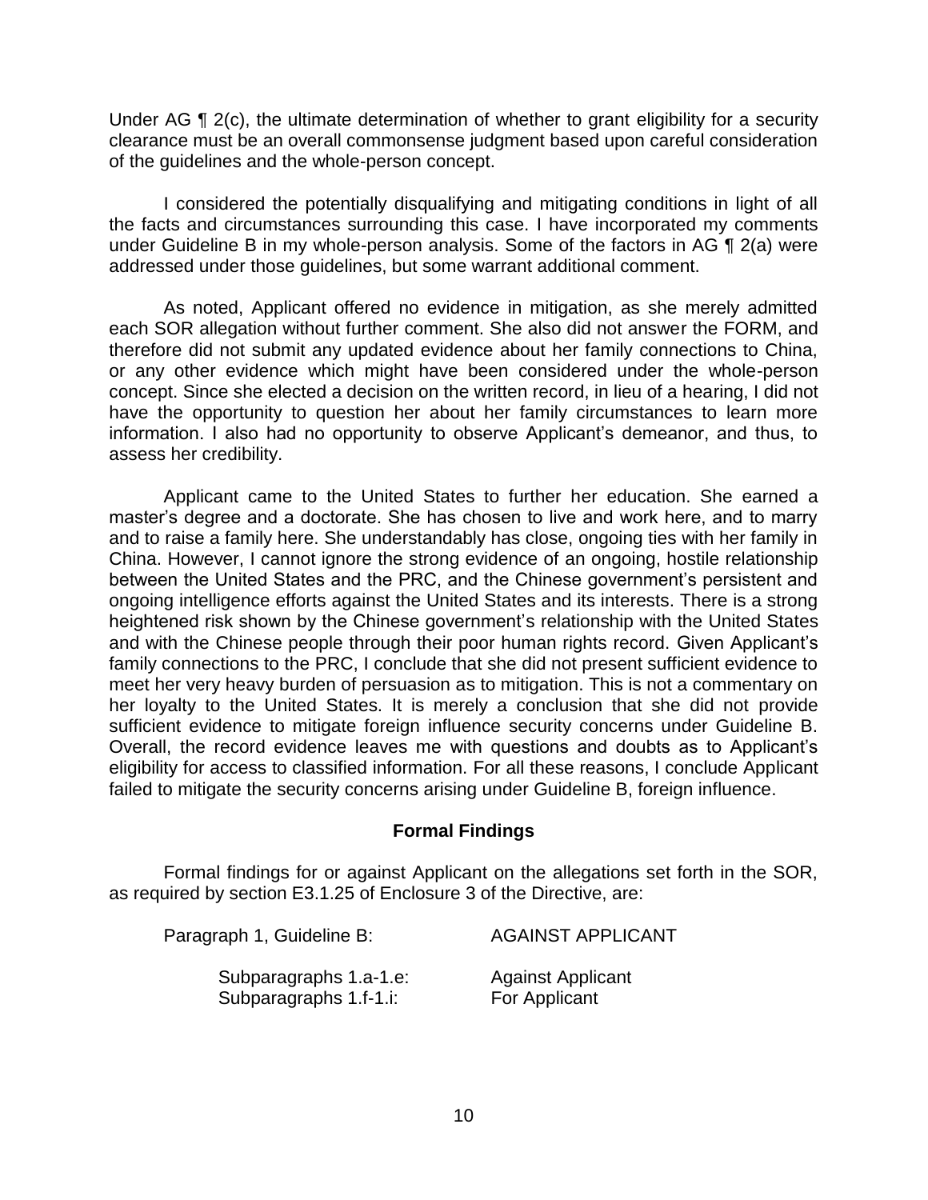Under AG ¶ 2(c), the ultimate determination of whether to grant eligibility for a security clearance must be an overall commonsense judgment based upon careful consideration of the guidelines and the whole-person concept.

I considered the potentially disqualifying and mitigating conditions in light of all the facts and circumstances surrounding this case. I have incorporated my comments under Guideline B in my whole-person analysis. Some of the factors in AG ¶ 2(a) were addressed under those guidelines, but some warrant additional comment.

As noted, Applicant offered no evidence in mitigation, as she merely admitted each SOR allegation without further comment. She also did not answer the FORM, and therefore did not submit any updated evidence about her family connections to China, or any other evidence which might have been considered under the whole-person concept. Since she elected a decision on the written record, in lieu of a hearing, I did not have the opportunity to question her about her family circumstances to learn more information. I also had no opportunity to observe Applicant's demeanor, and thus, to assess her credibility.

Applicant came to the United States to further her education. She earned a master's degree and a doctorate. She has chosen to live and work here, and to marry and to raise a family here. She understandably has close, ongoing ties with her family in China. However, I cannot ignore the strong evidence of an ongoing, hostile relationship between the United States and the PRC, and the Chinese government's persistent and ongoing intelligence efforts against the United States and its interests. There is a strong heightened risk shown by the Chinese government's relationship with the United States and with the Chinese people through their poor human rights record. Given Applicant's family connections to the PRC, I conclude that she did not present sufficient evidence to meet her very heavy burden of persuasion as to mitigation. This is not a commentary on her loyalty to the United States. It is merely a conclusion that she did not provide sufficient evidence to mitigate foreign influence security concerns under Guideline B. Overall, the record evidence leaves me with questions and doubts as to Applicant's eligibility for access to classified information. For all these reasons, I conclude Applicant failed to mitigate the security concerns arising under Guideline B, foreign influence.

## Formal Findings

Formal findings for or against Applicant on the allegations set forth in the SOR, as required by section E3.1.25 of Enclosure 3 of the Directive, are:

Paragraph 1, Guideline B: AGAINST APPLICANT

Subparagraphs 1.a-1.e: Against Applicant
Subparagraphs 1.f-1.i: For Applicant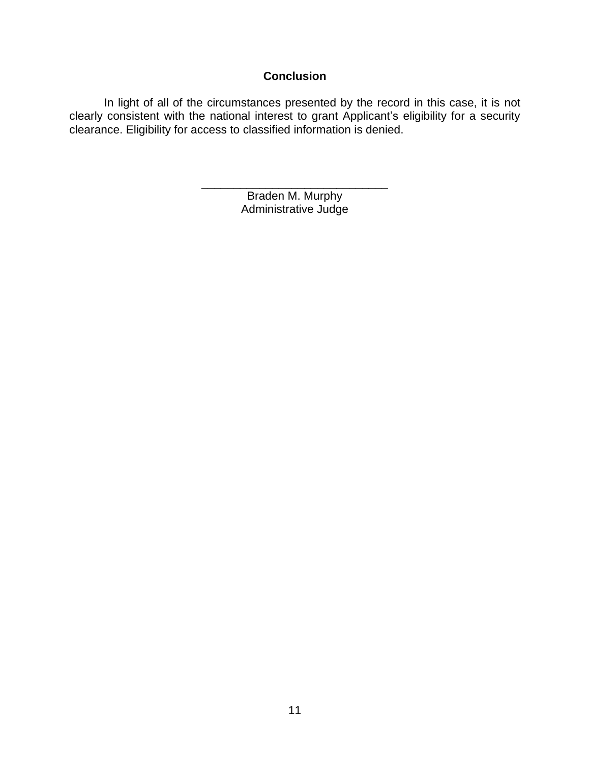## Conclusion

In light of all of the circumstances presented by the record in this case, it is not clearly consistent with the national interest to grant Applicant's eligibility for a security clearance. Eligibility for access to classified information is denied.

______________________________
Braden M. Murphy
Administrative Judge